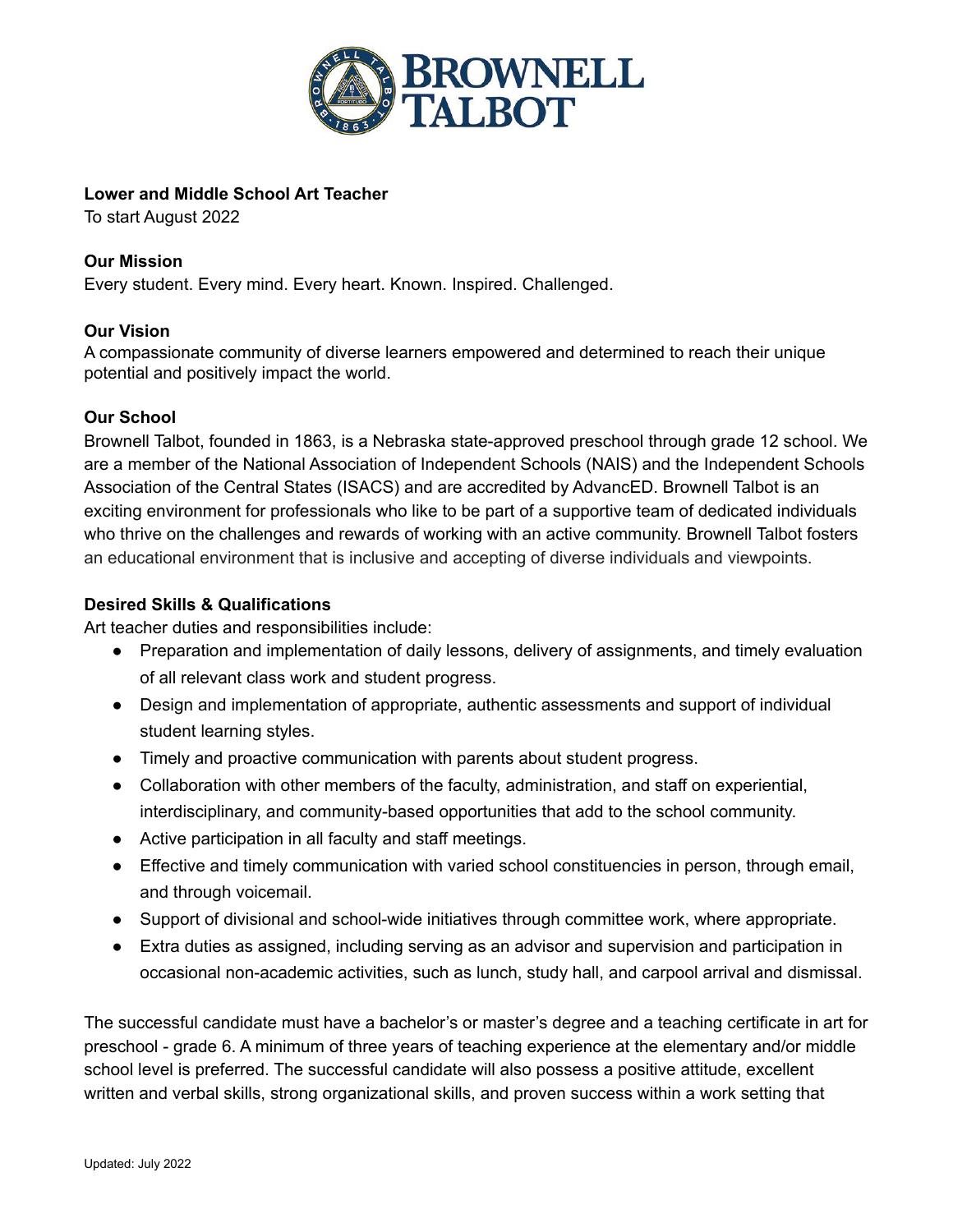# Lower and Middle School Art Teacher

To start August 2022

## Our Mission

Every student. Every mind. Every heart. Known. Inspired. Challenged.

## Our Vision

A compassionate community of diverse learners empowered and determined to reach their unique potential and positively impact the world.

## Our School

Brownell Talbot, founded in 1863, is a Nebraska state-approved preschool through grade 12 school. We are a member of the National Association of Independent Schools (NAIS) and the Independent Schools Association of the Central States (ISACS) and are accredited by AdvancED. Brownell Talbot is an exciting environment for professionals who like to be part of a supportive team of dedicated individuals who thrive on the challenges and rewards of working with an active community. Brownell Talbot fosters an educational environment that is inclusive and accepting of diverse individuals and viewpoints.

## Desired Skills & Qualifications

Art teacher duties and responsibilities include:

- Preparation and implementation of daily lessons, delivery of assignments, and timely evaluation of all relevant class work and student progress.
- Design and implementation of appropriate, authentic assessments and support of individual student learning styles.
- Timely and proactive communication with parents about student progress.
- Collaboration with other members of the faculty, administration, and staff on experiential, interdisciplinary, and community-based opportunities that add to the school community.
- Active participation in all faculty and staff meetings.
- Effective and timely communication with varied school constituencies in person, through email, and through voicemail.
- Support of divisional and school-wide initiatives through committee work, where appropriate.
- Extra duties as assigned, including serving as an advisor and supervision and participation in occasional non-academic activities, such as lunch, study hall, and carpool arrival and dismissal.

The successful candidate must have a bachelor's or master's degree and a teaching certificate in art for preschool - grade 6. A minimum of three years of teaching experience at the elementary and/or middle school level is preferred. The successful candidate will also possess a positive attitude, excellent written and verbal skills, strong organizational skills, and proven success within a work setting that

Updated: July 2022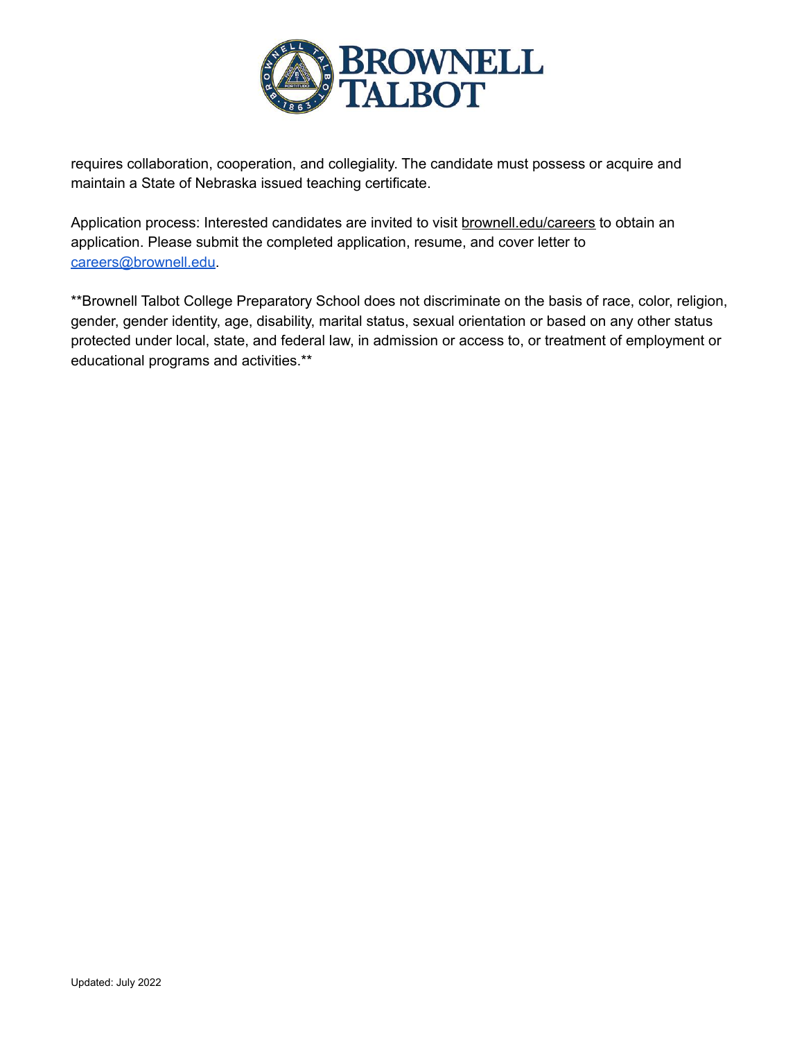requires collaboration, cooperation, and collegiality. The candidate must possess or acquire and maintain a State of Nebraska issued teaching certificate.

Application process: Interested candidates are invited to visit brownell.edu/careers to obtain an application. Please submit the completed application, resume, and cover letter to careers@brownell.edu.

**Brownell Talbot College Preparatory School does not discriminate on the basis of race, color, religion, gender, gender identity, age, disability, marital status, sexual orientation or based on any other status protected under local, state, and federal law, in admission or access to, or treatment of employment or educational programs and activities.**

Updated: July 2022